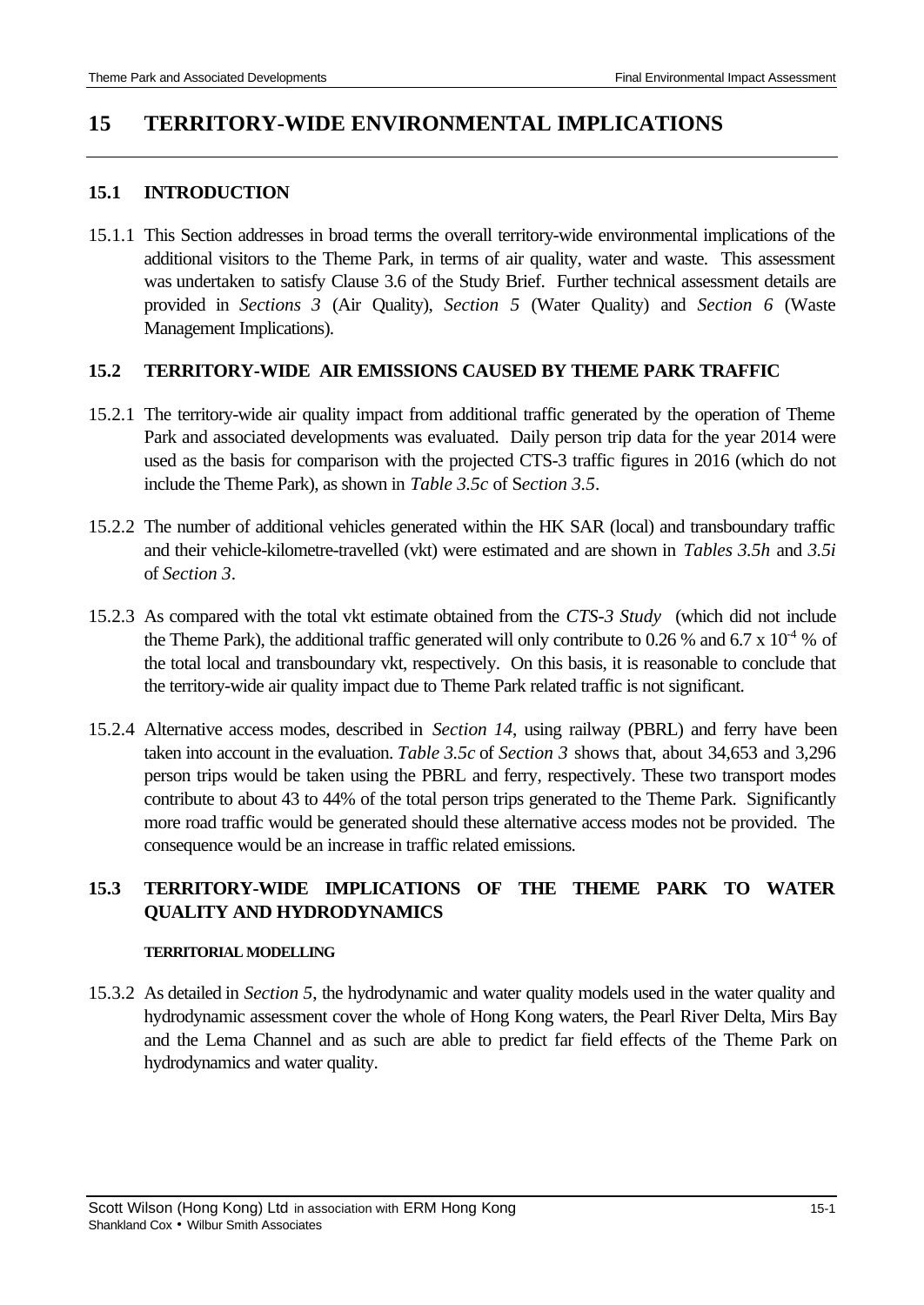# 15 TERRITORY-WIDE ENVIRONMENTAL IMPLICATIONS

## 15.1 INTRODUCTION

15.1.1 This Section addresses in broad terms the overall territory-wide environmental implications of the additional visitors to the Theme Park, in terms of air quality, water and waste. This assessment was undertaken to satisfy Clause 3.6 of the Study Brief. Further technical assessment details are provided in *Sections 3* (Air Quality), *Section 5* (Water Quality) and *Section 6* (Waste Management Implications).

## 15.2 TERRITORY-WIDE AIR EMISSIONS CAUSED BY THEME PARK TRAFFIC

15.2.1 The territory-wide air quality impact from additional traffic generated by the operation of Theme Park and associated developments was evaluated. Daily person trip data for the year 2014 were used as the basis for comparison with the projected CTS-3 traffic figures in 2016 (which do not include the Theme Park), as shown in *Table 3.5c* of S*ection 3.5*.

15.2.2 The number of additional vehicles generated within the HK SAR (local) and transboundary traffic and their vehicle-kilometre-travelled (vkt) were estimated and are shown in *Tables 3.5h* and *3.5i* of *Section 3*.

15.2.3 As compared with the total vkt estimate obtained from the *CTS-3 Study* (which did not include the Theme Park), the additional traffic generated will only contribute to 0.26 % and $6.7 \times 10^{-4}$ % of the total local and transboundary vkt, respectively. On this basis, it is reasonable to conclude that the territory-wide air quality impact due to Theme Park related traffic is not significant.

15.2.4 Alternative access modes, described in *Section 14*, using railway (PBRL) and ferry have been taken into account in the evaluation. *Table 3.5c* of *Section 3* shows that, about 34,653 and 3,296 person trips would be taken using the PBRL and ferry, respectively. These two transport modes contribute to about 43 to 44% of the total person trips generated to the Theme Park. Significantly more road traffic would be generated should these alternative access modes not be provided. The consequence would be an increase in traffic related emissions.

## 15.3 TERRITORY-WIDE IMPLICATIONS OF THE THEME PARK TO WATER QUALITY AND HYDRODYNAMICS

#### TERRITORIAL MODELLING

15.3.2 As detailed in *Section 5*, the hydrodynamic and water quality models used in the water quality and hydrodynamic assessment cover the whole of Hong Kong waters, the Pearl River Delta, Mirs Bay and the Lema Channel and as such are able to predict far field effects of the Theme Park on hydrodynamics and water quality.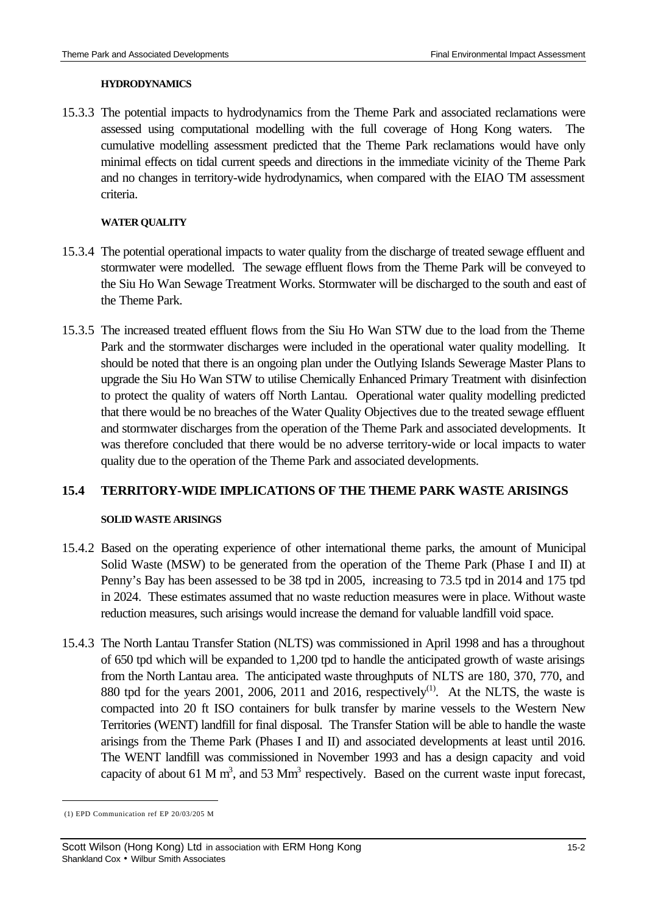**HYDRODYNAMICS**

15.3.3 The potential impacts to hydrodynamics from the Theme Park and associated reclamations were assessed using computational modelling with the full coverage of Hong Kong waters. The cumulative modelling assessment predicted that the Theme Park reclamations would have only minimal effects on tidal current speeds and directions in the immediate vicinity of the Theme Park and no changes in territory-wide hydrodynamics, when compared with the EIAO TM assessment criteria.

**WATER QUALITY**

15.3.4 The potential operational impacts to water quality from the discharge of treated sewage effluent and stormwater were modelled. The sewage effluent flows from the Theme Park will be conveyed to the Siu Ho Wan Sewage Treatment Works. Stormwater will be discharged to the south and east of the Theme Park.

15.3.5 The increased treated effluent flows from the Siu Ho Wan STW due to the load from the Theme Park and the stormwater discharges were included in the operational water quality modelling. It should be noted that there is an ongoing plan under the Outlying Islands Sewerage Master Plans to upgrade the Siu Ho Wan STW to utilise Chemically Enhanced Primary Treatment with disinfection to protect the quality of waters off North Lantau. Operational water quality modelling predicted that there would be no breaches of the Water Quality Objectives due to the treated sewage effluent and stormwater discharges from the operation of the Theme Park and associated developments. It was therefore concluded that there would be no adverse territory-wide or local impacts to water quality due to the operation of the Theme Park and associated developments.

## 15.4 TERRITORY-WIDE IMPLICATIONS OF THE THEME PARK WASTE ARISINGS

**SOLID WASTE ARISINGS**

15.4.2 Based on the operating experience of other international theme parks, the amount of Municipal Solid Waste (MSW) to be generated from the operation of the Theme Park (Phase I and II) at Penny's Bay has been assessed to be 38 tpd in 2005, increasing to 73.5 tpd in 2014 and 175 tpd in 2024. These estimates assumed that no waste reduction measures were in place. Without waste reduction measures, such arisings would increase the demand for valuable landfill void space.

15.4.3 The North Lantau Transfer Station (NLTS) was commissioned in April 1998 and has a throughout of 650 tpd which will be expanded to 1,200 tpd to handle the anticipated growth of waste arisings from the North Lantau area. The anticipated waste throughputs of NLTS are 180, 370, 770, and 880 tpd for the years 2001, 2006, 2011 and 2016, respectively[(1)]. At the NLTS, the waste is compacted into 20 ft ISO containers for bulk transfer by marine vessels to the Western New Territories (WENT) landfill for final disposal. The Transfer Station will be able to handle the waste arisings from the Theme Park (Phases I and II) and associated developments at least until 2016. The WENT landfill was commissioned in November 1993 and has a design capacity and void capacity of about 61 M $m^3$, and 53 $Mm^3$ respectively. Based on the current waste input forecast,

(1) EPD Communication ref EP 20/03/205 M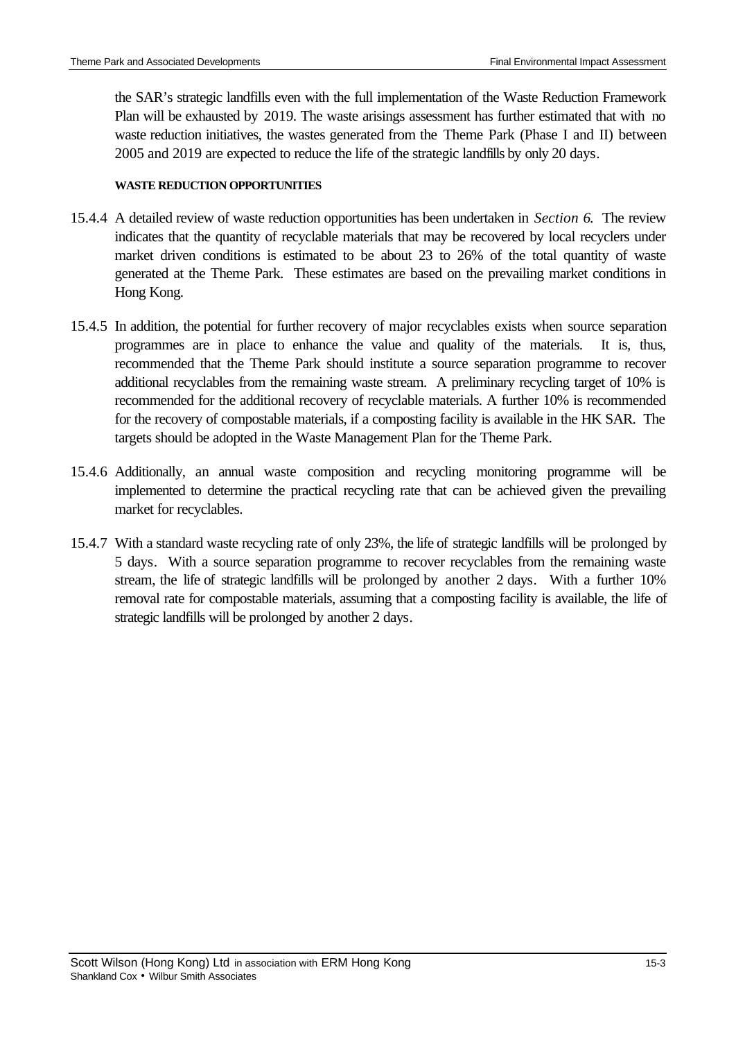the SAR's strategic landfills even with the full implementation of the Waste Reduction Framework Plan will be exhausted by 2019. The waste arisings assessment has further estimated that with no waste reduction initiatives, the wastes generated from the Theme Park (Phase I and II) between 2005 and 2019 are expected to reduce the life of the strategic landfills by only 20 days.

#### WASTE REDUCTION OPPORTUNITIES

15.4.4 A detailed review of waste reduction opportunities has been undertaken in *Section 6.* The review indicates that the quantity of recyclable materials that may be recovered by local recyclers under market driven conditions is estimated to be about 23 to 26% of the total quantity of waste generated at the Theme Park. These estimates are based on the prevailing market conditions in Hong Kong.

15.4.5 In addition, the potential for further recovery of major recyclables exists when source separation programmes are in place to enhance the value and quality of the materials. It is, thus, recommended that the Theme Park should institute a source separation programme to recover additional recyclables from the remaining waste stream. A preliminary recycling target of 10% is recommended for the additional recovery of recyclable materials. A further 10% is recommended for the recovery of compostable materials, if a composting facility is available in the HK SAR. The targets should be adopted in the Waste Management Plan for the Theme Park.

15.4.6 Additionally, an annual waste composition and recycling monitoring programme will be implemented to determine the practical recycling rate that can be achieved given the prevailing market for recyclables.

15.4.7 With a standard waste recycling rate of only 23%, the life of strategic landfills will be prolonged by 5 days. With a source separation programme to recover recyclables from the remaining waste stream, the life of strategic landfills will be prolonged by another 2 days. With a further 10% removal rate for compostable materials, assuming that a composting facility is available, the life of strategic landfills will be prolonged by another 2 days.